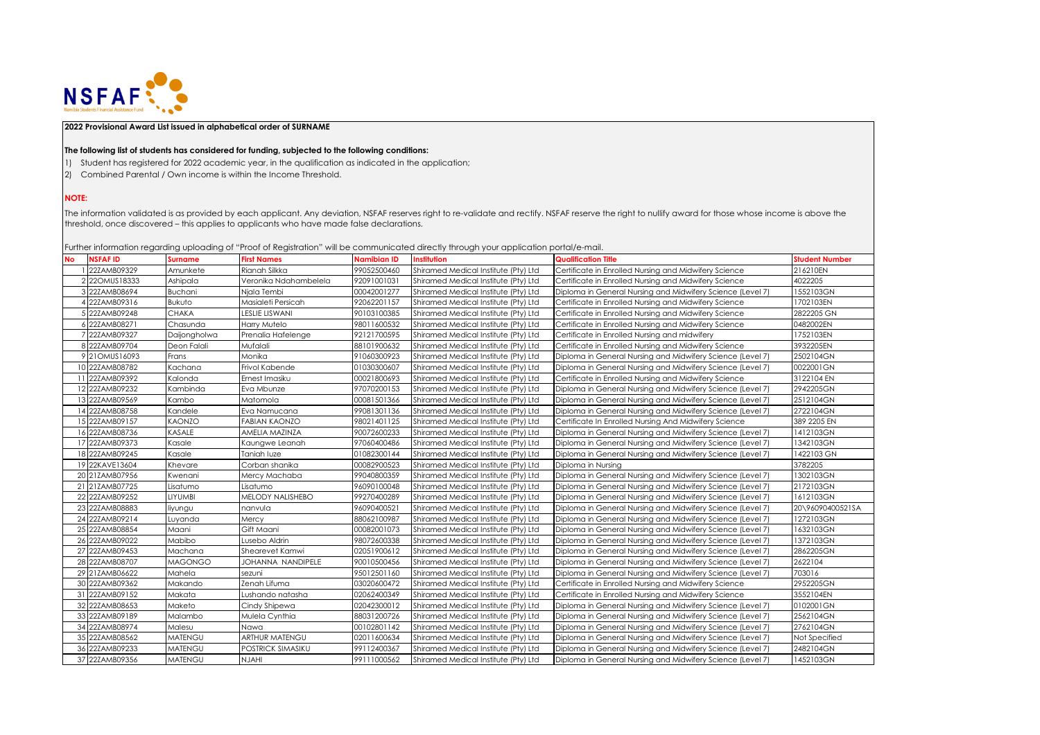**2022 Provisional Award List issued in alphabetical order of SURNAME**

**The following list of students has considered for funding, subjected to the following conditions:**

1) Student has registered for 2022 academic year, in the qualification as indicated in the application;
2) Combined Parental / Own income is within the Income Threshold.

**NOTE:**

The information validated is as provided by each applicant. Any deviation, NSFAF reserves right to re-validate and rectify. NSFAF reserve the right to nullify award for those whose income is above the threshold, once discovered – this applies to applicants who have made false declarations.

Further information regarding uploading of "Proof of Registration" will be communicated directly through your application portal/e-mail.

| No | NSFAF ID | Surname | First Names | Namibian ID | Institution | Qualification Title | Student Number |
|---|---|---|---|---|---|---|---|
| 1 | 22ZAMB09329 | Amunkete | Rianah Silkka | 99052500460 | Shiramed Medical Institute (Pty) Ltd | Certificate in Enrolled Nursing and Midwifery Science | 216210EN |
| 2 | 22OMUS18333 | Ashipala | Veronika Ndahambelela | 92091001031 | Shiramed Medical Institute (Pty) Ltd | Certificate in Enrolled Nursing and Midwifery Science | 4022205 |
| 3 | 22ZAMB08694 | Buchani | Njala Tembi | 00042001277 | Shiramed Medical Institute (Pty) Ltd | Diploma in General Nursing and Midwifery Science (Level 7) | 1552103GN |
| 4 | 22ZAMB09316 | Bukuto | Masialeti Persicah | 92062201157 | Shiramed Medical Institute (Pty) Ltd | Certificate in Enrolled Nursing and Midwifery Science | 1702103EN |
| 5 | 22ZAMB09248 | CHAKA | LESLIE LISWANI | 90103100385 | Shiramed Medical Institute (Pty) Ltd | Certificate in Enrolled Nursing and Midwifery Science | 2822205 GN |
| 6 | 22ZAMB08271 | Chasunda | Harry Mutelo | 98011600532 | Shiramed Medical Institute (Pty) Ltd | Certificate in Enrolled Nursing and Midwifery Science | 0482002EN |
| 7 | 22ZAMB09327 | Daijongholwa | Prenalia Hafelenge | 92121700595 | Shiramed Medical Institute (Pty) Ltd | Certificate in Enrolled Nursing and midwifery | 1752103EN |
| 8 | 22ZAMB09704 | Deon Falali | Mufalali | 88101900632 | Shiramed Medical Institute (Pty) Ltd | Certificate in Enrolled Nursing and Midwifery Science | 3932205EN |
| 9 | 21OMUS16093 | Frans | Monika | 91060300923 | Shiramed Medical Institute (Pty) Ltd | Diploma in General Nursing and Midwifery Science (Level 7) | 2502104GN |
| 10 | 22ZAMB08782 | Kachana | Frivol Kabende | 01030300607 | Shiramed Medical Institute (Pty) Ltd | Diploma in General Nursing and Midwifery Science (Level 7) | 0022001GN |
| 11 | 22ZAMB09392 | Kalonda | Ernest Imasiku | 00021800693 | Shiramed Medical Institute (Pty) Ltd | Certificate in Enrolled Nursing and Midwifery Science | 3122104 EN |
| 12 | 22ZAMB09232 | Kambinda | Eva Mbunze | 97070200153 | Shiramed Medical Institute (Pty) Ltd | Diploma in General Nursing and Midwifery Science (Level 7) | 2942205GN |
| 13 | 22ZAMB09569 | Kambo | Matomola | 00081501366 | Shiramed Medical Institute (Pty) Ltd | Diploma in General Nursing and Midwifery Science (Level 7) | 2512104GN |
| 14 | 22ZAMB08758 | Kandele | Eva Namucana | 99081301136 | Shiramed Medical Institute (Pty) Ltd | Diploma in General Nursing and Midwifery Science (Level 7) | 2722104GN |
| 15 | 22ZAMB09157 | KAONZO | FABIAN KAONZO | 98021401125 | Shiramed Medical Institute (Pty) Ltd | Certificate In Enrolled Nursing And Midwifery Science | 389 2205 EN |
| 16 | 22ZAMB08736 | KASALE | AMELIA MAZINZA | 90072600233 | Shiramed Medical Institute (Pty) Ltd | Diploma in General Nursing and Midwifery Science (Level 7) | 1412103GN |
| 17 | 22ZAMB09373 | Kasale | Kaungwe Leanah | 97060400486 | Shiramed Medical Institute (Pty) Ltd | Diploma in General Nursing and Midwifery Science (Level 7) | 1342103GN |
| 18 | 22ZAMB09245 | Kasale | Taniah Iuze | 01082300144 | Shiramed Medical Institute (Pty) Ltd | Diploma in General Nursing and Midwifery Science (Level 7) | 1422103 GN |
| 19 | 22KAVE13604 | Khevare | Corban shanika | 00082900523 | Shiramed Medical Institute (Pty) Ltd | Diploma in Nursing | 3782205 |
| 20 | 21ZAMB07956 | Kwenani | Mercy Machaba | 99040800359 | Shiramed Medical Institute (Pty) Ltd | Diploma in General Nursing and Midwifery Science (Level 7) | 1302103GN |
| 21 | 21ZAMB07725 | Lisatumo | Lisatumo | 96090100048 | Shiramed Medical Institute (Pty) Ltd | Diploma in General Nursing and Midwifery Science (Level 7) | 2172103GN |
| 22 | 22ZAMB09252 | LIYUMBI | MELODY NALISHEBO | 99270400289 | Shiramed Medical Institute (Pty) Ltd | Diploma in General Nursing and Midwifery Science (Level 7) | 1612103GN |
| 23 | 22ZAMB08883 | liyungu | nanvula | 96090400521 | Shiramed Medical Institute (Pty) Ltd | Diploma in General Nursing and Midwifery Science (Level 7) | 20\96090400521SA |
| 24 | 22ZAMB09214 | Luyanda | Mercy | 88062100987 | Shiramed Medical Institute (Pty) Ltd | Diploma in General Nursing and Midwifery Science (Level 7) | 1272103GN |
| 25 | 22ZAMB08854 | Maani | Gift Maani | 00082001073 | Shiramed Medical Institute (Pty) Ltd | Diploma in General Nursing and Midwifery Science (Level 7) | 1632103GN |
| 26 | 22ZAMB09022 | Mabibo | Lusebo Aldrin | 98072600338 | Shiramed Medical Institute (Pty) Ltd | Diploma in General Nursing and Midwifery Science (Level 7) | 1372103GN |
| 27 | 22ZAMB09453 | Machana | Shearevet Kamwi | 02051900612 | Shiramed Medical Institute (Pty) Ltd | Diploma in General Nursing and Midwifery Science (Level 7) | 2862205GN |
| 28 | 22ZAMB08707 | MAGONGO | JOHANNA NANDIPELE | 90010500456 | Shiramed Medical Institute (Pty) Ltd | Diploma in General Nursing and Midwifery Science (Level 7) | 2622104 |
| 29 | 21ZAMB06622 | Mahela | sezuni | 95012501160 | Shiramed Medical Institute (Pty) Ltd | Diploma in General Nursing and Midwifery Science (Level 7) | 703016 |
| 30 | 22ZAMB09362 | Makando | Zenah Lifuma | 03020600472 | Shiramed Medical Institute (Pty) Ltd | Certificate in Enrolled Nursing and Midwifery Science | 2952205GN |
| 31 | 22ZAMB09152 | Makata | Lushando natasha | 02062400349 | Shiramed Medical Institute (Pty) Ltd | Certificate in Enrolled Nursing and Midwifery Science | 3552104EN |
| 32 | 22ZAMB08653 | Maketo | Cindy Shipewa | 02042300012 | Shiramed Medical Institute (Pty) Ltd | Diploma in General Nursing and Midwifery Science (Level 7) | 0102001GN |
| 33 | 22ZAMB09189 | Malambo | Mulela Cynthia | 88031200726 | Shiramed Medical Institute (Pty) Ltd | Diploma in General Nursing and Midwifery Science (Level 7) | 2562104GN |
| 34 | 22ZAMB08974 | Malesu | Nawa | 00102801142 | Shiramed Medical Institute (Pty) Ltd | Diploma in General Nursing and Midwifery Science (Level 7) | 2762104GN |
| 35 | 22ZAMB08562 | MATENGU | ARTHUR MATENGU | 02011600634 | Shiramed Medical Institute (Pty) Ltd | Diploma in General Nursing and Midwifery Science (Level 7) | Not Specified |
| 36 | 22ZAMB09233 | MATENGU | POSTRICK SIMASIKU | 99112400367 | Shiramed Medical Institute (Pty) Ltd | Diploma in General Nursing and Midwifery Science (Level 7) | 2482104GN |
| 37 | 22ZAMB09356 | MATENGU | NJAHI | 99111000562 | Shiramed Medical Institute (Pty) Ltd | Diploma in General Nursing and Midwifery Science (Level 7) | 1452103GN |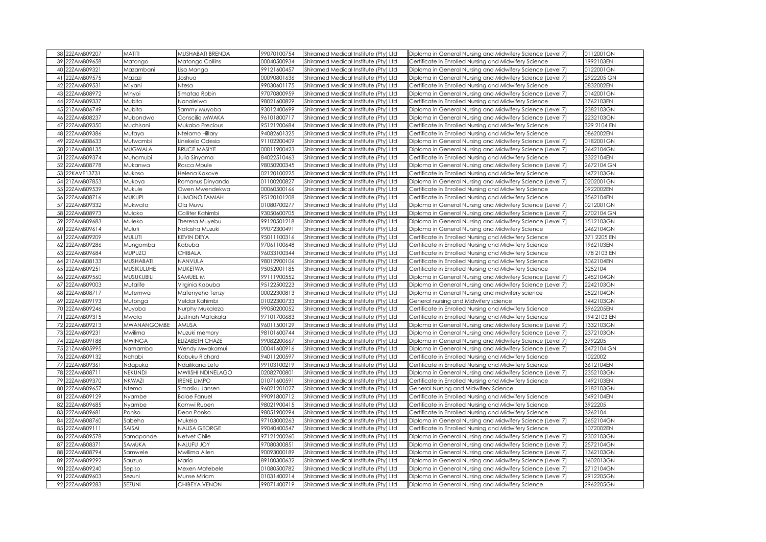| 38 | 22ZAMB09207 | MATITI | MUSHABATI BRENDA | 99070100754 | Shiramed Medical Institute (Pty) Ltd | Diploma in General Nursing and Midwifery Science (Level 7) | 0112001GN |
|---|---|---|---|---|---|---|---|
| 39 | 22ZAMB09658 | Matongo | Matongo Collins | 00040500934 | Shiramed Medical Institute (Pty) Ltd | Certificate in Enrolled Nursing and Midwifery Science | 1992103EN |
| 40 | 22ZAMB09321 | Mazambani | Lisa Manga | 99121600457 | Shiramed Medical Institute (Pty) Ltd | Diploma in General Nursing and Midwifery Science (Level 7) | 0122001GN |
| 41 | 22ZAMB09575 | Mazazi | Joshua | 00090801636 | Shiramed Medical Institute (Pty) Ltd | Diploma in General Nursing and Midwifery Science (Level 7) | 2922205 GN |
| 42 | 22ZAMB09531 | Milyani | Ntesa | 99030601175 | Shiramed Medical Institute (Pty) Ltd | Certificate in Enrolled Nursing and Midwifery Science | 0832002EN |
| 43 | 22ZAMB08972 | Minyoi | Simataa Robin | 97070800959 | Shiramed Medical Institute (Pty) Ltd | Diploma in General Nursing and Midwifery Science (Level 7) | 0142001GN |
| 44 | 22ZAMB09337 | Mubita | Nanalelwa | 98021600829 | Shiramed Medical Institute (Pty) Ltd | Certificate in Enrolled Nursing and Midwifery Science | 1762103EN |
| 45 | 21ZAMB06749 | Mubita | Sammy Muyoba | 93012400699 | Shiramed Medical Institute (Pty) Ltd | Diploma in General Nursing and Midwifery Science (Level 7) | 2382103GN |
| 46 | 22ZAMB08237 | Mubondwa | Conscilia MWAKA | 96101800717 | Shiramed Medical Institute (Pty) Ltd | Diploma in General Nursing and Midwifery Science (Level 7) | 2232103GN |
| 47 | 22ZAMB09350 | Muchisani | Mukabo Precious | 95121200684 | Shiramed Medical Institute (Pty) Ltd | Certificate in Enrolled Nursing and Midwifery Science | 329 2104 EN |
| 48 | 22ZAMB09386 | Mufaya | Ntelamo Hillary | 94082601325 | Shiramed Medical Institute (Pty) Ltd | Certificate in Enrolled Nursing and Midwifery Science | 0862002EN |
| 49 | 22ZAMB08633 | Mufwambi | Linekela Odesia | 91102200409 | Shiramed Medical Institute (Pty) Ltd | Diploma in General Nursing and Midwifery Science (Level 7) | 0182001GN |
| 50 | 21ZAMB08135 | MUGWALA | BRUCE MASIYE | 00011900423 | Shiramed Medical Institute (Pty) Ltd | Diploma in General Nursing and Midwifery Science (Level 7) | 2642104GN |
| 51 | 22ZAMB09374 | Muhamubi | Julia Sinyama | 84022510463 | Shiramed Medical Institute (Pty) Ltd | Certificate in Enrolled Nursing and Midwifery Science | 3322104EN |
| 52 | 22ZAMB08778 | Mukanwa | Rosca Mpule | 98050200345 | Shiramed Medical Institute (Pty) Ltd | Diploma in General Nursing and Midwifery Science (Level 7) | 2672104 GN |
| 53 | 22KAVE13731 | Mukoso | Helena Kakove | 02120100225 | Shiramed Medical Institute (Pty) Ltd | Certificate in Enrolled Nursing and Midwifery Science | 1472103GN |
| 54 | 21ZAMB07853 | Mukoya | Romanus Dinyando | 01100200827 | Shiramed Medical Institute (Pty) Ltd | Diploma in General Nursing and Midwifery Science (Level 7) | 0202001GN |
| 55 | 22ZAMB09539 | Mukule | Owen Mwendekwa | 00060500166 | Shiramed Medical Institute (Pty) Ltd | Certificate in Enrolled Nursing and Midwifery Science | 0922002EN |
| 56 | 22ZAMB08716 | MUKUPI | LUMONO TAMIAH | 95120101208 | Shiramed Medical Institute (Pty) Ltd | Certificate in Enrolled Nursing and Midwifery Science | 3562104EN |
| 57 | 22ZAMB09332 | Mukwata | Ola Muvu | 01080700277 | Shiramed Medical Institute (Pty) Ltd | Diploma in General Nursing and Midwifery Science (Level 7) | 0212001GN |
| 58 | 22ZAMB08973 | Mulako | Colliter Kahimbi | 93050600705 | Shiramed Medical Institute (Pty) Ltd | Diploma in General Nursing and Midwifery Science (Level 7) | 2702104 GN |
| 59 | 22ZAMB09683 | Muleko | Theresa Muyebu | 99120501218 | Shiramed Medical Institute (Pty) Ltd | Diploma in General Nursing and Midwifery Science (Level 7) | 1512103GN |
| 60 | 22ZAMB09614 | Muluti | Natasha Muzuki | 99072300491 | Shiramed Medical Institute (Pty) Ltd | Diploma in General Nursing and Midwifery Science | 2462104GN |
| 61 | 22ZAMB09209 | MULUTI | KEVIN DEYA | 95011100316 | Shiramed Medical Institute (Pty) Ltd | Certificate in Enrolled Nursing and Midwifery Science | 371 2205 EN |
| 62 | 22ZAMB09286 | Mungomba | Kabuba | 97061100648 | Shiramed Medical Institute (Pty) Ltd | Certificate in Enrolled Nursing and Midwifery Science | 1962103EN |
| 63 | 22ZAMB09684 | MUPUZO | CHIBALA | 96033100344 | Shiramed Medical Institute (Pty) Ltd | Certificate in Enrolled Nursing and Midwifery Science | 178 2103 EN |
| 64 | 21ZAMB08133 | MUSHABATI | NANVULA | 98012900106 | Shiramed Medical Institute (Pty) Ltd | Certificate in Enrolled Nursing and Midwifery Science | 3062104EN |
| 65 | 22ZAMB09251 | MUSIKULUHE | MUKETWA | 95052001185 | Shiramed Medical Institute (Pty) Ltd | Certificate in Enrolled Nursing and Midwifery Science | 3252104 |
| 66 | 22ZAMB09560 | MUSUKUBILI | SAMUEL M | 99111900552 | Shiramed Medical Institute (Pty) Ltd | Diploma in General Nursing and Midwifery Science (Level 7) | 2452104GN |
| 67 | 22ZAMB09003 | Mutalife | Virginia Kabuba | 95122500223 | Shiramed Medical Institute (Pty) Ltd | Diploma in General Nursing and Midwifery Science (Level 7) | 2242103GN |
| 68 | 22ZAMB08717 | Mutemwa | Mafenyeho Tenzy | 00022300813 | Shiramed Medical Institute (Pty) Ltd | Diploma in General Nursing and midwifery science | 2522104GN |
| 69 | 22ZAMB09193 | Mutonga | Veldar Kahimbi | 01022300733 | Shiramed Medical Institute (Pty) Ltd | General nursing and Midwifery science | 1442103GN |
| 70 | 22ZAMB09246 | Muyoba | Nurphy Mukaleza | 99050200052 | Shiramed Medical Institute (Pty) Ltd | Certificate in Enrolled Nursing and Midwifery Science | 3962205EN |
| 71 | 22ZAMB09315 | Mwala | Justinah Matakala | 97101700683 | Shiramed Medical Institute (Pty) Ltd | Certificate in Enrolled Nursing and Midwifery Science | 194 2103 EN |
| 72 | 22ZAMB09213 | MWANANGOMBE | AMUSA | 96011500129 | Shiramed Medical Institute (Pty) Ltd | Diploma in General Nursing and Midwifery Science (Level 7) | 1332103GN |
| 73 | 22ZAMB09231 | Mwilima | Muzuki memory | 98101600744 | Shiramed Medical Institute (Pty) Ltd | Diploma in General Nursing and Midwifery Science (Level 7) | 2372103GN |
| 74 | 22ZAMB09188 | MWINGA | ELIZABETH CHAZE | 99082200667 | Shiramed Medical Institute (Pty) Ltd | Diploma in General Nursing and Midwifery Science (Level 7) | 3792205 |
| 75 | 21ZAMB05995 | Namamba | Wendy Mwakamui | 00041600916 | Shiramed Medical Institute (Pty) Ltd | Diploma in General Nursing and Midwifery Science (Level 7) | 2472104 GN |
| 76 | 22ZAMB09132 | Nchabi | Kabuku Richard | 94011200597 | Shiramed Medical Institute (Pty) Ltd | Certificate in Enrolled Nursing and Midwifery Science | 1022002 |
| 77 | 22ZAMB09361 | Ndapuka | Ndailikana Letu | 99103100219 | Shiramed Medical Institute (Pty) Ltd | Certificate in Enrolled Nursing and Midwifery Science | 3612104EN |
| 78 | 22ZAMB08711 | NEKUNDI | MWIISHI NDINELAGO | 02082700801 | Shiramed Medical Institute (Pty) Ltd | Diploma in General Nursing and Midwifery Science (Level 7) | 2352103GN |
| 79 | 22ZAMB09370 | NKWAZI | IRENE LIMPO | 01071600591 | Shiramed Medical Institute (Pty) Ltd | Certificate in Enrolled Nursing and Midwifery Science | 1492103EN |
| 80 | 22ZAMB09657 | Ntema | Simasiku Jansen | 96021201027 | Shiramed Medical Institute (Pty) Ltd | General Nursing and Midwifery Science | 2182103GN |
| 81 | 22ZAMB09129 | Nyambe | Baloe Fanuel | 99091800712 | Shiramed Medical Institute (Pty) Ltd | Certificate in Enrolled Nursing and Midwifery Science | 3492104EN |
| 82 | 22ZAMB09685 | Nyambe | Kamwi Ruben | 98021900415 | Shiramed Medical Institute (Pty) Ltd | Certificate in Enrolled Nursing and Midwifery Science | 3922205 |
| 83 | 22ZAMB09681 | Poniso | Deon Poniso | 98051900294 | Shiramed Medical Institute (Pty) Ltd | Certificate in Enrolled Nursing and Midwifery Science | 3262104 |
| 84 | 22ZAMB08760 | Sabeho | Mukela | 97103000263 | Shiramed Medical Institute (Pty) Ltd | Diploma in General Nursing and Midwifery Science (Level 7) | 2652104GN |
| 85 | 22ZAMB09111 | SAISAI | NALISA GEORGE | 99040400547 | Shiramed Medical Institute (Pty) Ltd | Certificate in Enrolled Nursing and Midwifery Science | 1072002EN |
| 86 | 22ZAMB09578 | Samapande | Netvet Chile | 97121200260 | Shiramed Medical Institute (Pty) Ltd | Diploma in General Nursing and Midwifery Science (Level 7) | 2302103GN |
| 87 | 22ZAMB08371 | SAMUKA | NALUFU JOY | 97080300851 | Shiramed Medical Institute (Pty) Ltd | Diploma in General Nursing and Midwifery Science (Level 7) | 2572104GN |
| 88 | 22ZAMB08794 | Samwele | Mwilima Allen | 90093000189 | Shiramed Medical Institute (Pty) Ltd | Diploma in General Nursing and Midwifery Science (Level 7) | 1362103GN |
| 89 | 22ZAMB09292 | Sauzuo | Maria | 89100300632 | Shiramed Medical Institute (Pty) Ltd | Diploma in General Nursing and Midwifery Science (Level 7) | 1602013GN |
| 90 | 22ZAMB09240 | Sepiso | Mexen Matebele | 01080500782 | Shiramed Medical Institute (Pty) Ltd | Diploma in General Nursing and Midwifery Science (Level 7) | 2712104GN |
| 91 | 22ZAMB09603 | Sezuni | Munse Miriam | 01031400214 | Shiramed Medical Institute (Pty) Ltd | Diploma in General Nursing and Midwifery Science (Level 7) | 2912205GN |
| 92 | 22ZAMB09283 | SEZUNI | CHIBEYA VENON | 99071400719 | Shiramed Medical Institute (Pty) Ltd | Diploma in General Nursing and Midwifery Science | 2962205GN |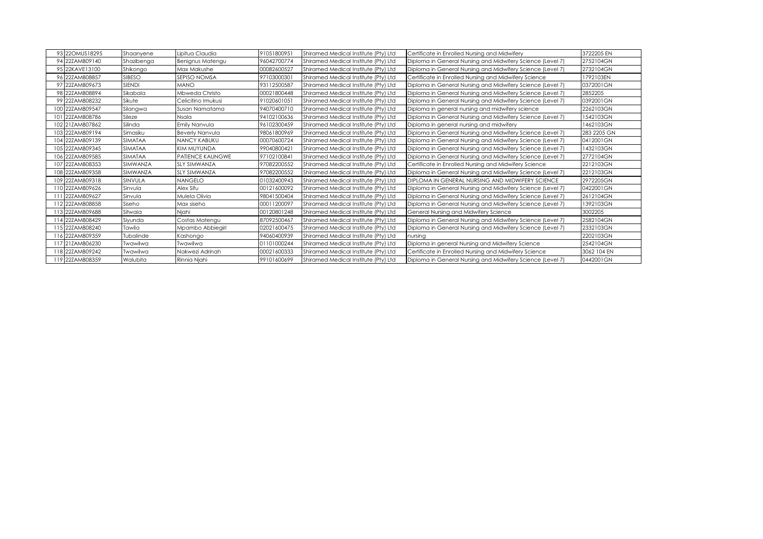| | | | | | | | |
|---|---|---|---|---|---|---|---|
| 93 | 22OMUS18295 | Shaanyene | Lipitua Claudia | 91051800951 | Shiramed Medical Institute (Pty) Ltd | Certificate in Enrolled Nursing and Midwifery | 3722205 EN |
| 94 | 22ZAMB09140 | Shazibenga | Benignus Matengu | 96042700774 | Shiramed Medical Institute (Pty) Ltd | Diploma in General Nursing and Midwifery Science (Level 7) | 2752104GN |
| 95 | 22KAVE13100 | Shikongo | Max Makushe | 00082600527 | Shiramed Medical Institute (Pty) Ltd | Diploma in General Nursing and Midwifery Science (Level 7) | 2732104GN |
| 96 | 22ZAMB08857 | SIBESO | SEPISO NOMSA | 97103000301 | Shiramed Medical Institute (Pty) Ltd | Certificate in Enrolled Nursing and Midwifery Science | 1792103EN |
| 97 | 22ZAMB09673 | SIENDI | MANO | 93112500587 | Shiramed Medical Institute (Pty) Ltd | Diploma in General Nursing and Midwifery Science (Level 7) | 0372001GN |
| 98 | 22ZAMB08894 | Sikabala | Mbweda Christo | 00021800448 | Shiramed Medical Institute (Pty) Ltd | Diploma in General Nursing and Midwifery Science (Level 7) | 2852205 |
| 99 | 22ZAMB08232 | Sikute | Celicitino Imukusi | 91020601051 | Shiramed Medical Institute (Pty) Ltd | Diploma in General Nursing and Midwifery Science (Level 7) | 0392001GN |
| 100 | 22ZAMB09547 | Silangwa | Susan Namatama | 94070400710 | Shiramed Medical Institute (Pty) Ltd | Diploma in general nursing and midwifery science | 2262103GN |
| 101 | 22ZAMB08786 | Sileze | Nsala | 94102100636 | Shiramed Medical Institute (Pty) Ltd | Diploma in General Nursing and Midwifery Science (Level 7) | 1542103GN |
| 102 | 21ZAMB07862 | Silinda | Emily Nanvula | 96102300459 | Shiramed Medical Institute (Pty) Ltd | Diploma in general nursing and midwifery | 1462103GN |
| 103 | 22ZAMB09194 | Simasiku | Beverly Nanvula | 98061800969 | Shiramed Medical Institute (Pty) Ltd | Diploma in General Nursing and Midwifery Science (Level 7) | 283 2205 GN |
| 104 | 22ZAMB09139 | SIMATAA | NANCY KABUKU | 00070600724 | Shiramed Medical Institute (Pty) Ltd | Diploma in General Nursing and Midwifery Science (Level 7) | 0412001GN |
| 105 | 22ZAMB09345 | SIMATAA | KIM MUYUNDA | 99040800421 | Shiramed Medical Institute (Pty) Ltd | Diploma in General Nursing and Midwifery Science (Level 7) | 1432103GN |
| 106 | 22ZAMB09585 | SIMATAA | PATIENCE KAUNGWE | 97102100841 | Shiramed Medical Institute (Pty) Ltd | Diploma in General Nursing and Midwifery Science (Level 7) | 2772104GN |
| 107 | 22ZAMB08353 | SIMWANZA | SLY SIMWANZA | 97082200552 | Shiramed Medical Institute (Pty) Ltd | Certificate in Enrolled Nursing and Midwifery Science | 2212103GN |
| 108 | 22ZAMB09358 | SIMWANZA | SLY SIMWANZA | 97082200552 | Shiramed Medical Institute (Pty) Ltd | Diploma in General Nursing and Midwifery Science (Level 7) | 2212103GN |
| 109 | 22ZAMB09318 | SINVULA | NANGELO | 01032400943 | Shiramed Medical Institute (Pty) Ltd | DIPLOMA IN GENERAL NURSING AND MIDWIFERY SCIENCE | 2972205GN |
| 110 | 22ZAMB09626 | Sinvula | Alex Sifu | 00121600092 | Shiramed Medical Institute (Pty) Ltd | Diploma in General Nursing and Midwifery Science (Level 7) | 0422001GN |
| 111 | 22ZAMB09627 | Sinvula | Mulela Olivia | 98041500404 | Shiramed Medical Institute (Pty) Ltd | Diploma in General Nursing and Midwifery Science (Level 7) | 2612104GN |
| 112 | 22ZAMB08858 | Siseho | Max siseho | 00011200097 | Shiramed Medical Institute (Pty) Ltd | Diploma in General Nursing and Midwifery Science (Level 7) | 1392103GN |
| 113 | 22ZAMB09688 | Sitwala | Njahi | 00120801248 | Shiramed Medical Institute (Pty) Ltd | General Nursing and Midwifery Science | 3002205 |
| 114 | 22ZAMB08429 | Siyunda | Costas Matengu | 87092500467 | Shiramed Medical Institute (Pty) Ltd | Diploma in General Nursing and Midwifery Science (Level 7) | 2582104GN |
| 115 | 22ZAMB08240 | Tawila | Mpambo Abbiegirl | 02021600475 | Shiramed Medical Institute (Pty) Ltd | Diploma in General Nursing and Midwifery Science (Level 7) | 2332103GN |
| 116 | 22ZAMB09359 | Tubalinde | Kashongo | 94060400939 | Shiramed Medical Institute (Pty) Ltd | nursing | 2202103GN |
| 117 | 21ZAMB06230 | Twawilwa | Twawilwa | 01101000244 | Shiramed Medical Institute (Pty) Ltd | Diploma in general Nursing and Midwifery Science | 2542104GN |
| 118 | 22ZAMB09242 | Twawilwa | Nakwezi Adrinah | 00021600333 | Shiramed Medical Institute (Pty) Ltd | Certificate in Enrolled Nursing and Midwifery Science | 3062 104 EN |
| 119 | 22ZAMB08359 | Walubita | Rinnia Njahi | 99101600699 | Shiramed Medical Institute (Pty) Ltd | Diploma in General Nursing and Midwifery Science (Level 7) | 0442001GN |